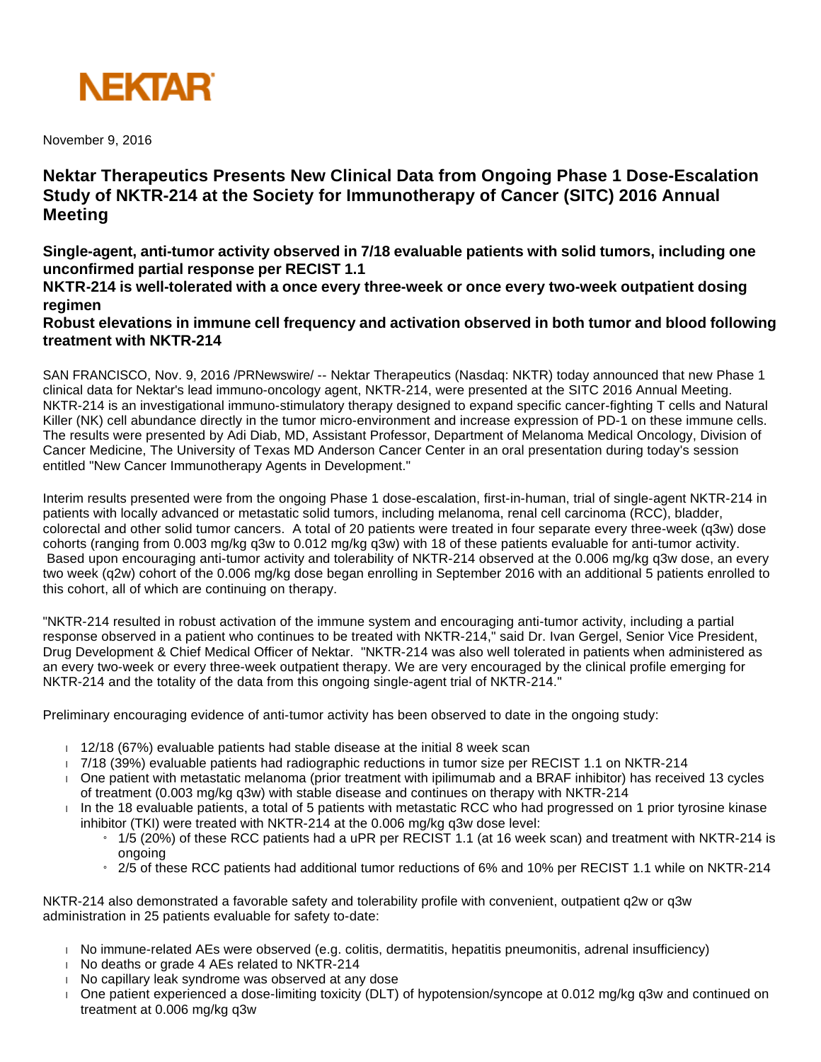NEKTAR

November 9, 2016

# Nektar Therapeutics Presents New Clinical Data from Ongoing Phase 1 Dose-Escalation Study of NKTR-214 at the Society for Immunotherapy of Cancer (SITC) 2016 Annual Meeting

**Single-agent, anti-tumor activity observed in 7/18 evaluable patients with solid tumors, including one unconfirmed partial response per RECIST 1.1**

**NKTR-214 is well-tolerated with a once every three-week or once every two-week outpatient dosing regimen**

**Robust elevations in immune cell frequency and activation observed in both tumor and blood following treatment with NKTR-214**

SAN FRANCISCO, Nov. 9, 2016 /PRNewswire/ -- Nektar Therapeutics (Nasdaq: NKTR) today announced that new Phase 1 clinical data for Nektar's lead immuno-oncology agent, NKTR-214, were presented at the SITC 2016 Annual Meeting. NKTR-214 is an investigational immuno-stimulatory therapy designed to expand specific cancer-fighting T cells and Natural Killer (NK) cell abundance directly in the tumor micro-environment and increase expression of PD-1 on these immune cells. The results were presented by Adi Diab, MD, Assistant Professor, Department of Melanoma Medical Oncology, Division of Cancer Medicine, The University of Texas MD Anderson Cancer Center in an oral presentation during today's session entitled "New Cancer Immunotherapy Agents in Development."

Interim results presented were from the ongoing Phase 1 dose-escalation, first-in-human, trial of single-agent NKTR-214 in patients with locally advanced or metastatic solid tumors, including melanoma, renal cell carcinoma (RCC), bladder, colorectal and other solid tumor cancers. A total of 20 patients were treated in four separate every three-week (q3w) dose cohorts (ranging from 0.003 mg/kg q3w to 0.012 mg/kg q3w) with 18 of these patients evaluable for anti-tumor activity. Based upon encouraging anti-tumor activity and tolerability of NKTR-214 observed at the 0.006 mg/kg q3w dose, an every two week (q2w) cohort of the 0.006 mg/kg dose began enrolling in September 2016 with an additional 5 patients enrolled to this cohort, all of which are continuing on therapy.

"NKTR-214 resulted in robust activation of the immune system and encouraging anti-tumor activity, including a partial response observed in a patient who continues to be treated with NKTR-214," said Dr. Ivan Gergel, Senior Vice President, Drug Development & Chief Medical Officer of Nektar. "NKTR-214 was also well tolerated in patients when administered as an every two-week or every three-week outpatient therapy. We are very encouraged by the clinical profile emerging for NKTR-214 and the totality of the data from this ongoing single-agent trial of NKTR-214."

Preliminary encouraging evidence of anti-tumor activity has been observed to date in the ongoing study:

- 12/18 (67%) evaluable patients had stable disease at the initial 8 week scan
- 7/18 (39%) evaluable patients had radiographic reductions in tumor size per RECIST 1.1 on NKTR-214
- One patient with metastatic melanoma (prior treatment with ipilimumab and a BRAF inhibitor) has received 13 cycles of treatment (0.003 mg/kg q3w) with stable disease and continues on therapy with NKTR-214
- In the 18 evaluable patients, a total of 5 patients with metastatic RCC who had progressed on 1 prior tyrosine kinase inhibitor (TKI) were treated with NKTR-214 at the 0.006 mg/kg q3w dose level:
  - 1/5 (20%) of these RCC patients had a uPR per RECIST 1.1 (at 16 week scan) and treatment with NKTR-214 is ongoing
  - 2/5 of these RCC patients had additional tumor reductions of 6% and 10% per RECIST 1.1 while on NKTR-214

NKTR-214 also demonstrated a favorable safety and tolerability profile with convenient, outpatient q2w or q3w administration in 25 patients evaluable for safety to-date:

- No immune-related AEs were observed (e.g. colitis, dermatitis, hepatitis pneumonitis, adrenal insufficiency)
- No deaths or grade 4 AEs related to NKTR-214
- No capillary leak syndrome was observed at any dose
- One patient experienced a dose-limiting toxicity (DLT) of hypotension/syncope at 0.012 mg/kg q3w and continued on treatment at 0.006 mg/kg q3w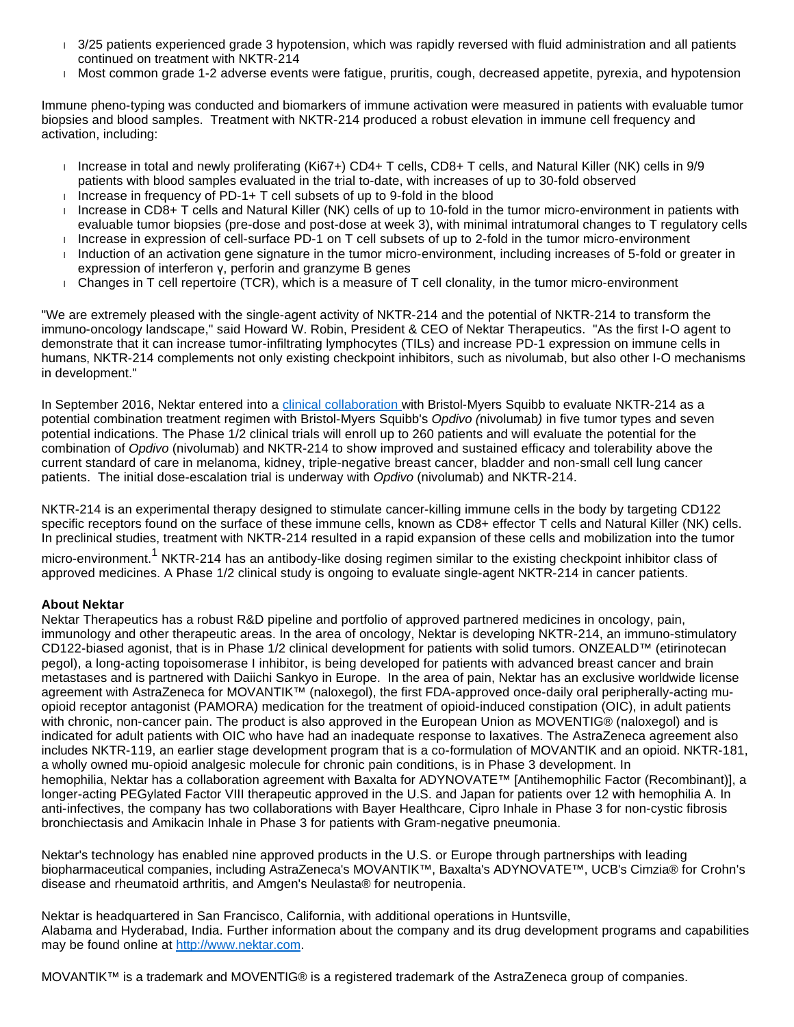- 3/25 patients experienced grade 3 hypotension, which was rapidly reversed with fluid administration and all patients continued on treatment with NKTR-214
- Most common grade 1-2 adverse events were fatigue, pruritis, cough, decreased appetite, pyrexia, and hypotension

Immune pheno-typing was conducted and biomarkers of immune activation were measured in patients with evaluable tumor biopsies and blood samples. Treatment with NKTR-214 produced a robust elevation in immune cell frequency and activation, including:

- Increase in total and newly proliferating (Ki67+) CD4+ T cells, CD8+ T cells, and Natural Killer (NK) cells in 9/9 patients with blood samples evaluated in the trial to-date, with increases of up to 30-fold observed
- Increase in frequency of PD-1+ T cell subsets of up to 9-fold in the blood
- Increase in CD8+ T cells and Natural Killer (NK) cells of up to 10-fold in the tumor micro-environment in patients with evaluable tumor biopsies (pre-dose and post-dose at week 3), with minimal intratumoral changes to T regulatory cells
- Increase in expression of cell-surface PD-1 on T cell subsets of up to 2-fold in the tumor micro-environment
- Induction of an activation gene signature in the tumor micro-environment, including increases of 5-fold or greater in expression of interferon γ, perforin and granzyme B genes
- Changes in T cell repertoire (TCR), which is a measure of T cell clonality, in the tumor micro-environment

"We are extremely pleased with the single-agent activity of NKTR-214 and the potential of NKTR-214 to transform the immuno-oncology landscape," said Howard W. Robin, President & CEO of Nektar Therapeutics. "As the first I-O agent to demonstrate that it can increase tumor-infiltrating lymphocytes (TILs) and increase PD-1 expression on immune cells in humans, NKTR-214 complements not only existing checkpoint inhibitors, such as nivolumab, but also other I-O mechanisms in development."

In September 2016, Nektar entered into a clinical collaboration with Bristol-Myers Squibb to evaluate NKTR-214 as a potential combination treatment regimen with Bristol-Myers Squibb's *Opdivo (*nivolumab*)* in five tumor types and seven potential indications. The Phase 1/2 clinical trials will enroll up to 260 patients and will evaluate the potential for the combination of *Opdivo* (nivolumab) and NKTR-214 to show improved and sustained efficacy and tolerability above the current standard of care in melanoma, kidney, triple-negative breast cancer, bladder and non-small cell lung cancer patients. The initial dose-escalation trial is underway with *Opdivo* (nivolumab) and NKTR-214.

NKTR-214 is an experimental therapy designed to stimulate cancer-killing immune cells in the body by targeting CD122 specific receptors found on the surface of these immune cells, known as CD8+ effector T cells and Natural Killer (NK) cells. In preclinical studies, treatment with NKTR-214 resulted in a rapid expansion of these cells and mobilization into the tumor micro-environment.[1] NKTR-214 has an antibody-like dosing regimen similar to the existing checkpoint inhibitor class of approved medicines. A Phase 1/2 clinical study is ongoing to evaluate single-agent NKTR-214 in cancer patients.

**About Nektar**

Nektar Therapeutics has a robust R&D pipeline and portfolio of approved partnered medicines in oncology, pain, immunology and other therapeutic areas. In the area of oncology, Nektar is developing NKTR-214, an immuno-stimulatory CD122-biased agonist, that is in Phase 1/2 clinical development for patients with solid tumors. ONZEALD™ (etirinotecan pegol), a long-acting topoisomerase I inhibitor, is being developed for patients with advanced breast cancer and brain metastases and is partnered with Daiichi Sankyo in Europe. In the area of pain, Nektar has an exclusive worldwide license agreement with AstraZeneca for MOVANTIK™ (naloxegol), the first FDA-approved once-daily oral peripherally-acting mu-opioid receptor antagonist (PAMORA) medication for the treatment of opioid-induced constipation (OIC), in adult patients with chronic, non-cancer pain. The product is also approved in the European Union as MOVENTIG® (naloxegol) and is indicated for adult patients with OIC who have had an inadequate response to laxatives. The AstraZeneca agreement also includes NKTR-119, an earlier stage development program that is a co-formulation of MOVANTIK and an opioid. NKTR-181, a wholly owned mu-opioid analgesic molecule for chronic pain conditions, is in Phase 3 development. In hemophilia, Nektar has a collaboration agreement with Baxalta for ADYNOVATE™ [Antihemophilic Factor (Recombinant)], a longer-acting PEGylated Factor VIII therapeutic approved in the U.S. and Japan for patients over 12 with hemophilia A. In anti-infectives, the company has two collaborations with Bayer Healthcare, Cipro Inhale in Phase 3 for non-cystic fibrosis bronchiectasis and Amikacin Inhale in Phase 3 for patients with Gram-negative pneumonia.

Nektar's technology has enabled nine approved products in the U.S. or Europe through partnerships with leading biopharmaceutical companies, including AstraZeneca's MOVANTIK™, Baxalta's ADYNOVATE™, UCB's Cimzia® for Crohn's disease and rheumatoid arthritis, and Amgen's Neulasta® for neutropenia.

Nektar is headquartered in San Francisco, California, with additional operations in Huntsville, Alabama and Hyderabad, India. Further information about the company and its drug development programs and capabilities may be found online at http://www.nektar.com.

MOVANTIK™ is a trademark and MOVENTIG® is a registered trademark of the AstraZeneca group of companies.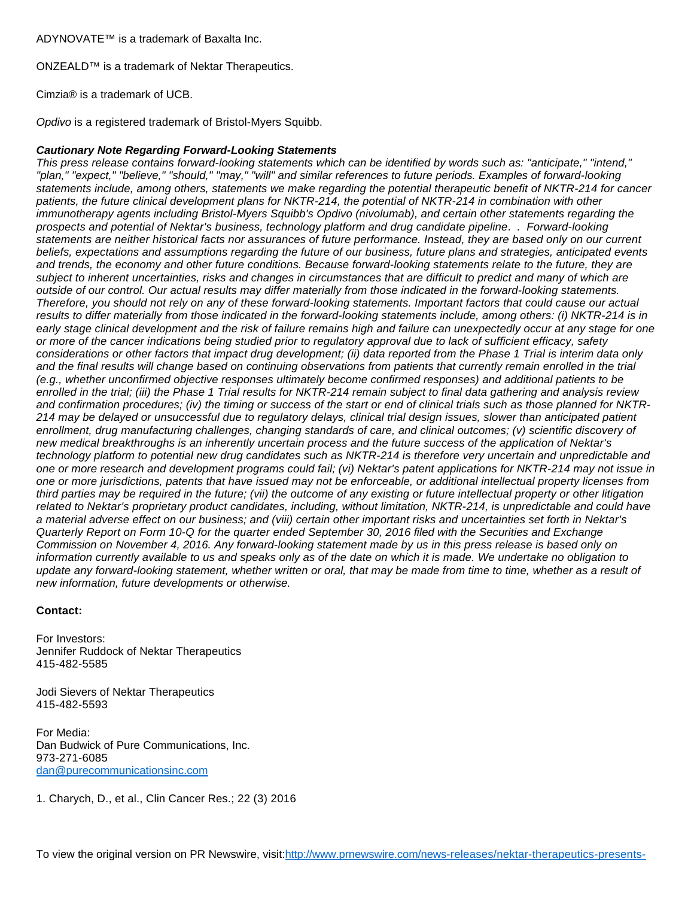ADYNOVATE™ is a trademark of Baxalta Inc.

ONZEALD™ is a trademark of Nektar Therapeutics.

Cimzia® is a trademark of UCB.

*Opdivo* is a registered trademark of Bristol-Myers Squibb.

***Cautionary Note Regarding Forward-Looking Statements***

*This press release contains forward-looking statements which can be identified by words such as: "anticipate," "intend," "plan," "expect," "believe," "should," "may," "will" and similar references to future periods. Examples of forward-looking statements include, among others, statements we make regarding the potential therapeutic benefit of NKTR-214 for cancer patients, the future clinical development plans for NKTR-214, the potential of NKTR-214 in combination with other immunotherapy agents including Bristol-Myers Squibb's Opdivo (nivolumab), and certain other statements regarding the prospects and potential of Nektar's business, technology platform and drug candidate pipeline. . Forward-looking statements are neither historical facts nor assurances of future performance. Instead, they are based only on our current beliefs, expectations and assumptions regarding the future of our business, future plans and strategies, anticipated events and trends, the economy and other future conditions. Because forward-looking statements relate to the future, they are subject to inherent uncertainties, risks and changes in circumstances that are difficult to predict and many of which are outside of our control. Our actual results may differ materially from those indicated in the forward-looking statements. Therefore, you should not rely on any of these forward-looking statements. Important factors that could cause our actual results to differ materially from those indicated in the forward-looking statements include, among others: (i) NKTR-214 is in early stage clinical development and the risk of failure remains high and failure can unexpectedly occur at any stage for one or more of the cancer indications being studied prior to regulatory approval due to lack of sufficient efficacy, safety considerations or other factors that impact drug development; (ii) data reported from the Phase 1 Trial is interim data only and the final results will change based on continuing observations from patients that currently remain enrolled in the trial (e.g., whether unconfirmed objective responses ultimately become confirmed responses) and additional patients to be enrolled in the trial; (iii) the Phase 1 Trial results for NKTR-214 remain subject to final data gathering and analysis review and confirmation procedures; (iv) the timing or success of the start or end of clinical trials such as those planned for NKTR-214 may be delayed or unsuccessful due to regulatory delays, clinical trial design issues, slower than anticipated patient enrollment, drug manufacturing challenges, changing standards of care, and clinical outcomes; (v) scientific discovery of new medical breakthroughs is an inherently uncertain process and the future success of the application of Nektar's technology platform to potential new drug candidates such as NKTR-214 is therefore very uncertain and unpredictable and one or more research and development programs could fail; (vi) Nektar's patent applications for NKTR-214 may not issue in one or more jurisdictions, patents that have issued may not be enforceable, or additional intellectual property licenses from third parties may be required in the future; (vii) the outcome of any existing or future intellectual property or other litigation related to Nektar's proprietary product candidates, including, without limitation, NKTR-214, is unpredictable and could have a material adverse effect on our business; and (viii) certain other important risks and uncertainties set forth in Nektar's Quarterly Report on Form 10-Q for the quarter ended September 30, 2016 filed with the Securities and Exchange Commission on November 4, 2016. Any forward-looking statement made by us in this press release is based only on information currently available to us and speaks only as of the date on which it is made. We undertake no obligation to update any forward-looking statement, whether written or oral, that may be made from time to time, whether as a result of new information, future developments or otherwise.*

**Contact:**

For Investors:
Jennifer Ruddock of Nektar Therapeutics
415-482-5585

Jodi Sievers of Nektar Therapeutics
415-482-5593

For Media:
Dan Budwick of Pure Communications, Inc.
973-271-6085
dan@purecommunicationsinc.com

1. Charych, D., et al., Clin Cancer Res.; 22 (3) 2016

To view the original version on PR Newswire, visit:http://www.prnewswire.com/news-releases/nektar-therapeutics-presents-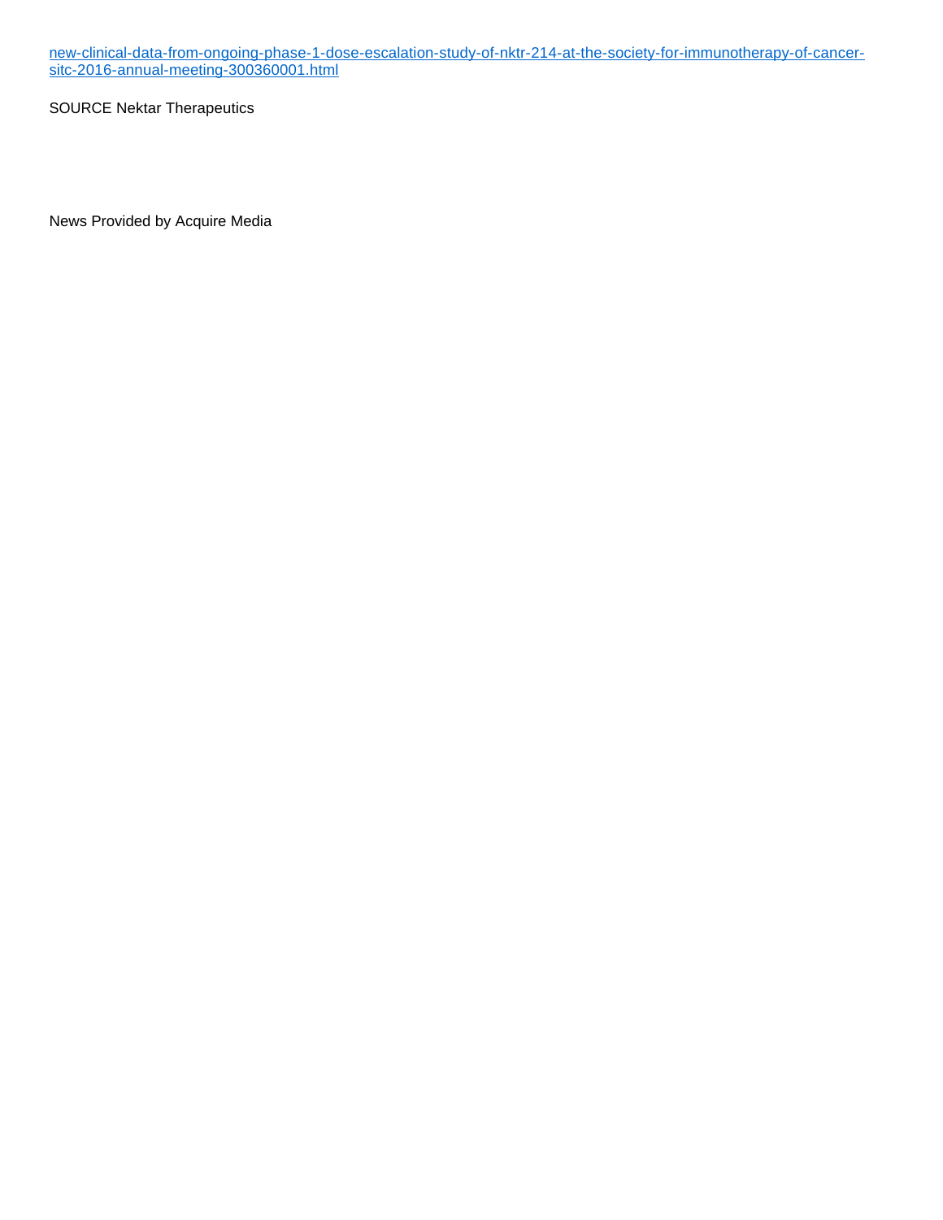new-clinical-data-from-ongoing-phase-1-dose-escalation-study-of-nktr-214-at-the-society-for-immunotherapy-of-cancer-sitc-2016-annual-meeting-300360001.html

SOURCE Nektar Therapeutics

News Provided by Acquire Media